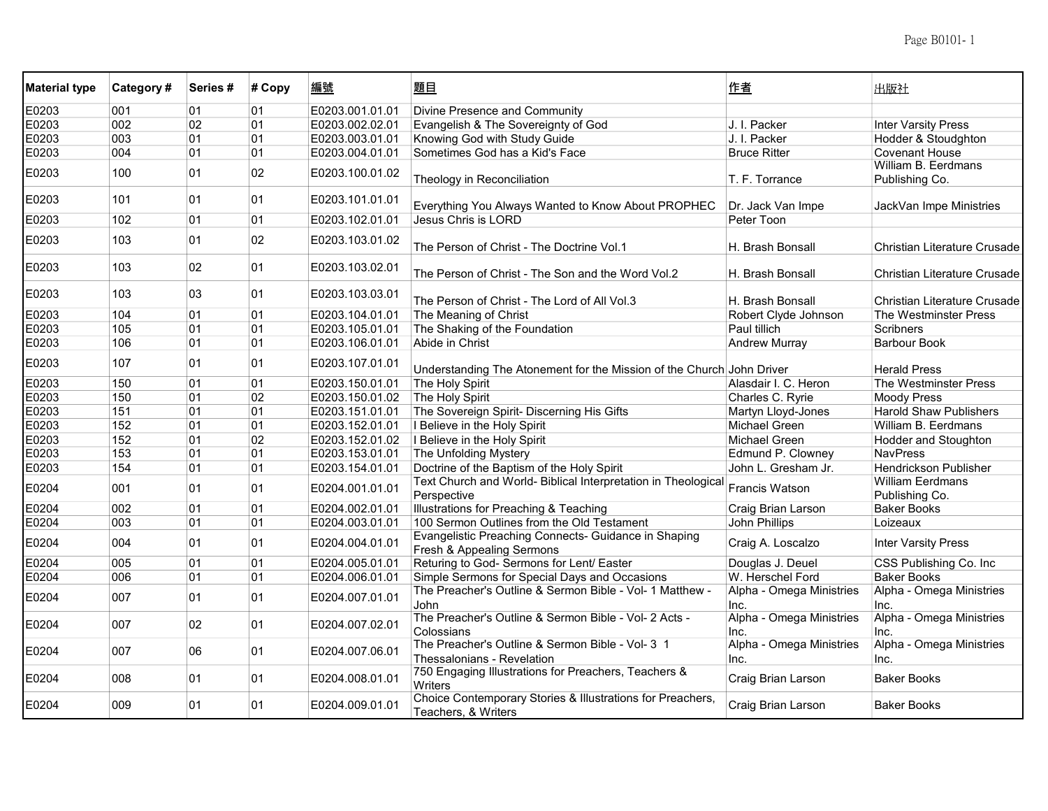| Material type | Category # | Series # | # Copy | 編號 | 題目 | 作者 | 出版社 |
|---|---|---|---|---|---|---|---|
| E0203 | 001 | 01 | 01 | E0203.001.01.01 | Divine Presence and Community | | |
| E0203 | 002 | 02 | 01 | E0203.002.02.01 | Evangelish & The Sovereignty of God | J. I. Packer | Inter Varsity Press |
| E0203 | 003 | 01 | 01 | E0203.003.01.01 | Knowing God with Study Guide | J. I. Packer | Hodder & Stoudghton |
| E0203 | 004 | 01 | 01 | E0203.004.01.01 | Sometimes God has a Kid's Face | Bruce Ritter | Covenant House |
| E0203 | 100 | 01 | 02 | E0203.100.01.02 | Theology in Reconciliation | T. F. Torrance | William B. Eerdmans Publishing Co. |
| E0203 | 101 | 01 | 01 | E0203.101.01.01 | Everything You Always Wanted to Know About PROPHEC | Dr. Jack Van Impe | JackVan Impe Ministries |
| E0203 | 102 | 01 | 01 | E0203.102.01.01 | Jesus Chris is LORD | Peter Toon | |
| E0203 | 103 | 01 | 02 | E0203.103.01.02 | The Person of Christ - The Doctrine Vol.1 | H. Brash Bonsall | Christian Literature Crusade |
| E0203 | 103 | 02 | 01 | E0203.103.02.01 | The Person of Christ - The Son and the Word Vol.2 | H. Brash Bonsall | Christian Literature Crusade |
| E0203 | 103 | 03 | 01 | E0203.103.03.01 | The Person of Christ - The Lord of All Vol.3 | H. Brash Bonsall | Christian Literature Crusade |
| E0203 | 104 | 01 | 01 | E0203.104.01.01 | The Meaning of Christ | Robert Clyde Johnson | The Westminster Press |
| E0203 | 105 | 01 | 01 | E0203.105.01.01 | The Shaking of the Foundation | Paul tillich | Scribners |
| E0203 | 106 | 01 | 01 | E0203.106.01.01 | Abide in Christ | Andrew Murray | Barbour Book |
| E0203 | 107 | 01 | 01 | E0203.107.01.01 | Understanding The Atonement for the Mission of the Church | John Driver | Herald Press |
| E0203 | 150 | 01 | 01 | E0203.150.01.01 | The Holy Spirit | Alasdair I. C. Heron | The Westminster Press |
| E0203 | 150 | 01 | 02 | E0203.150.01.02 | The Holy Spirit | Charles C. Ryrie | Moody Press |
| E0203 | 151 | 01 | 01 | E0203.151.01.01 | The Sovereign Spirit- Discerning His Gifts | Martyn Lloyd-Jones | Harold Shaw Publishers |
| E0203 | 152 | 01 | 01 | E0203.152.01.01 | I Believe in the Holy Spirit | Michael Green | William B. Eerdmans |
| E0203 | 152 | 01 | 02 | E0203.152.01.02 | I Believe in the Holy Spirit | Michael Green | Hodder and Stoughton |
| E0203 | 153 | 01 | 01 | E0203.153.01.01 | The Unfolding Mystery | Edmund P. Clowney | NavPress |
| E0203 | 154 | 01 | 01 | E0203.154.01.01 | Doctrine of the Baptism of the Holy Spirit | John L. Gresham Jr. | Hendrickson Publisher |
| E0204 | 001 | 01 | 01 | E0204.001.01.01 | Text Church and World- Biblical Interpretation in Theological Perspective | Francis Watson | William Eerdmans Publishing Co. |
| E0204 | 002 | 01 | 01 | E0204.002.01.01 | Illustrations for Preaching & Teaching | Craig Brian Larson | Baker Books |
| E0204 | 003 | 01 | 01 | E0204.003.01.01 | 100 Sermon Outlines from the Old Testament | John Phillips | Loizeaux |
| E0204 | 004 | 01 | 01 | E0204.004.01.01 | Evangelistic Preaching Connects- Guidance in Shaping Fresh & Appealing Sermons | Craig A. Loscalzo | Inter Varsity Press |
| E0204 | 005 | 01 | 01 | E0204.005.01.01 | Returing to God- Sermons for Lent/ Easter | Douglas J. Deuel | CSS Publishing Co. Inc |
| E0204 | 006 | 01 | 01 | E0204.006.01.01 | Simple Sermons for Special Days and Occasions | W. Herschel Ford | Baker Books |
| E0204 | 007 | 01 | 01 | E0204.007.01.01 | The Preacher's Outline & Sermon Bible - Vol- 1 Matthew - John | Alpha - Omega Ministries Inc. | Alpha - Omega Ministries Inc. |
| E0204 | 007 | 02 | 01 | E0204.007.02.01 | The Preacher's Outline & Sermon Bible - Vol- 2 Acts - Colossians | Alpha - Omega Ministries Inc. | Alpha - Omega Ministries Inc. |
| E0204 | 007 | 06 | 01 | E0204.007.06.01 | The Preacher's Outline & Sermon Bible - Vol- 3 1 Thessalonians - Revelation | Alpha - Omega Ministries Inc. | Alpha - Omega Ministries Inc. |
| E0204 | 008 | 01 | 01 | E0204.008.01.01 | 750 Engaging Illustrations for Preachers, Teachers & Writers | Craig Brian Larson | Baker Books |
| E0204 | 009 | 01 | 01 | E0204.009.01.01 | Choice Contemporary Stories & Illustrations for Preachers, Teachers, & Writers | Craig Brian Larson | Baker Books |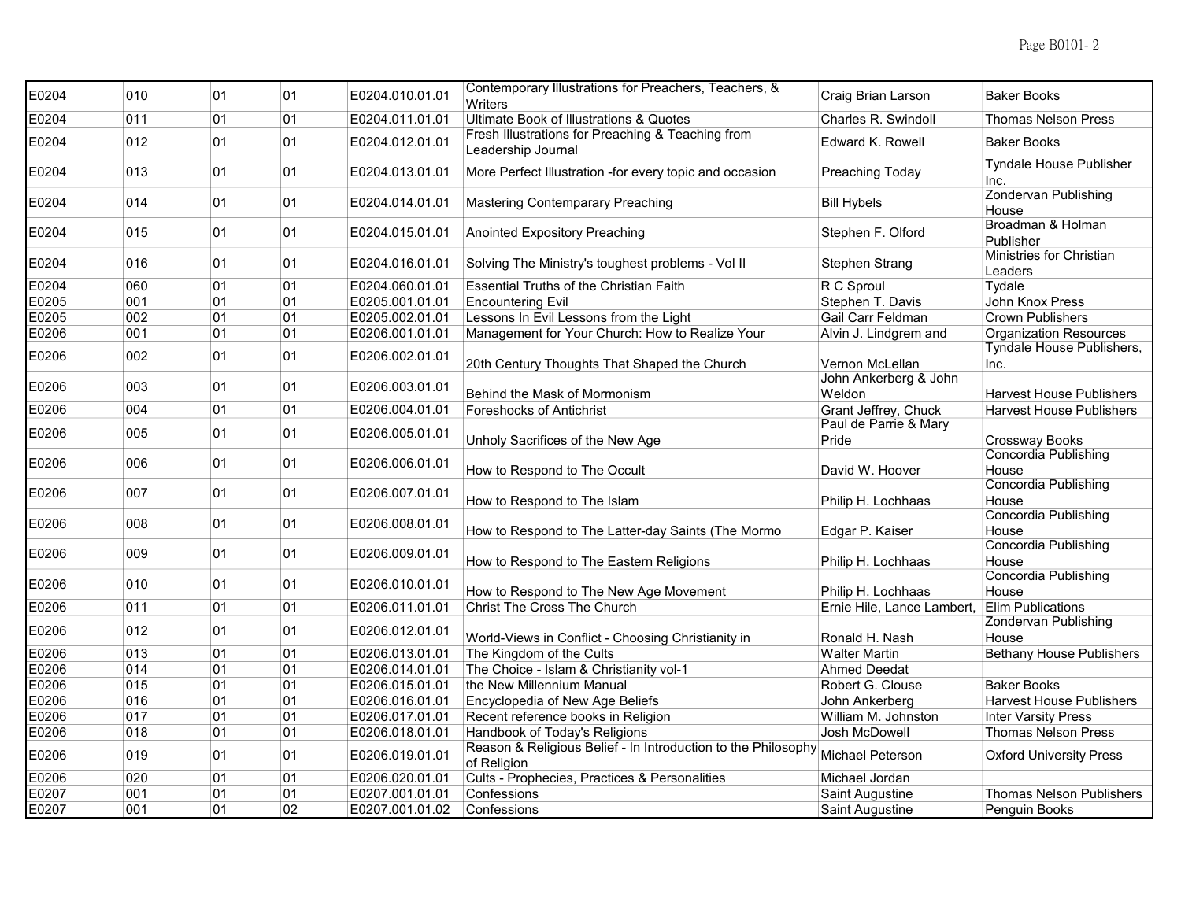| | | | | | | | |
|---|---|---|---|---|---|---|---|
| E0204 | 010 | 01 | 01 | E0204.010.01.01 | Contemporary Illustrations for Preachers, Teachers, & Writers | Craig Brian Larson | Baker Books |
| E0204 | 011 | 01 | 01 | E0204.011.01.01 | Ultimate Book of Illustrations & Quotes | Charles R. Swindoll | Thomas Nelson Press |
| E0204 | 012 | 01 | 01 | E0204.012.01.01 | Fresh Illustrations for Preaching & Teaching from Leadership Journal | Edward K. Rowell | Baker Books |
| E0204 | 013 | 01 | 01 | E0204.013.01.01 | More Perfect Illustration -for every topic and occasion | Preaching Today | Tyndale House Publisher Inc. |
| E0204 | 014 | 01 | 01 | E0204.014.01.01 | Mastering Contemparary Preaching | Bill Hybels | Zondervan Publishing House |
| E0204 | 015 | 01 | 01 | E0204.015.01.01 | Anointed Expository Preaching | Stephen F. Olford | Broadman & Holman Publisher |
| E0204 | 016 | 01 | 01 | E0204.016.01.01 | Solving The Ministry's toughest problems - Vol II | Stephen Strang | Ministries for Christian Leaders |
| E0204 | 060 | 01 | 01 | E0204.060.01.01 | Essential Truths of the Christian Faith | R C Sproul | Tydale |
| E0205 | 001 | 01 | 01 | E0205.001.01.01 | Encountering Evil | Stephen T. Davis | John Knox Press |
| E0205 | 002 | 01 | 01 | E0205.002.01.01 | Lessons In Evil Lessons from the Light | Gail Carr Feldman | Crown Publishers |
| E0206 | 001 | 01 | 01 | E0206.001.01.01 | Management for Your Church: How to Realize Your | Alvin J. Lindgrem and | Organization Resources |
| E0206 | 002 | 01 | 01 | E0206.002.01.01 | 20th Century Thoughts That Shaped the Church | Vernon McLellan | Tyndale House Publishers, Inc. |
| E0206 | 003 | 01 | 01 | E0206.003.01.01 | Behind the Mask of Mormonism | John Ankerberg & John Weldon | Harvest House Publishers |
| E0206 | 004 | 01 | 01 | E0206.004.01.01 | Foreshocks of Antichrist | Grant Jeffrey, Chuck | Harvest House Publishers |
| E0206 | 005 | 01 | 01 | E0206.005.01.01 | Unholy Sacrifices of the New Age | Paul de Parrie & Mary Pride | Crossway Books |
| E0206 | 006 | 01 | 01 | E0206.006.01.01 | How to Respond to The Occult | David W. Hoover | Concordia Publishing House |
| E0206 | 007 | 01 | 01 | E0206.007.01.01 | How to Respond to The Islam | Philip H. Lochhaas | Concordia Publishing House |
| E0206 | 008 | 01 | 01 | E0206.008.01.01 | How to Respond to The Latter-day Saints (The Mormo | Edgar P. Kaiser | Concordia Publishing House |
| E0206 | 009 | 01 | 01 | E0206.009.01.01 | How to Respond to The Eastern Religions | Philip H. Lochhaas | Concordia Publishing House |
| E0206 | 010 | 01 | 01 | E0206.010.01.01 | How to Respond to The New Age Movement | Philip H. Lochhaas | Concordia Publishing House |
| E0206 | 011 | 01 | 01 | E0206.011.01.01 | Christ The Cross The Church | Ernie Hile, Lance Lambert, | Elim Publications |
| E0206 | 012 | 01 | 01 | E0206.012.01.01 | World-Views in Conflict - Choosing Christianity in | Ronald H. Nash | Zondervan Publishing House |
| E0206 | 013 | 01 | 01 | E0206.013.01.01 | The Kingdom of the Cults | Walter Martin | Bethany House Publishers |
| E0206 | 014 | 01 | 01 | E0206.014.01.01 | The Choice - Islam & Christianity vol-1 | Ahmed Deedat | |
| E0206 | 015 | 01 | 01 | E0206.015.01.01 | the New Millennium Manual | Robert G. Clouse | Baker Books |
| E0206 | 016 | 01 | 01 | E0206.016.01.01 | Encyclopedia of New Age Beliefs | John Ankerberg | Harvest House Publishers |
| E0206 | 017 | 01 | 01 | E0206.017.01.01 | Recent reference books in Religion | William M. Johnston | Inter Varsity Press |
| E0206 | 018 | 01 | 01 | E0206.018.01.01 | Handbook of Today's Religions | Josh McDowell | Thomas Nelson Press |
| E0206 | 019 | 01 | 01 | E0206.019.01.01 | Reason & Religious Belief - In Introduction to the Philosophy of Religion | Michael Peterson | Oxford University Press |
| E0206 | 020 | 01 | 01 | E0206.020.01.01 | Cults - Prophecies, Practices & Personalities | Michael Jordan | |
| E0207 | 001 | 01 | 01 | E0207.001.01.01 | Confessions | Saint Augustine | Thomas Nelson Publishers |
| E0207 | 001 | 01 | 02 | E0207.001.01.02 | Confessions | Saint Augustine | Penguin Books |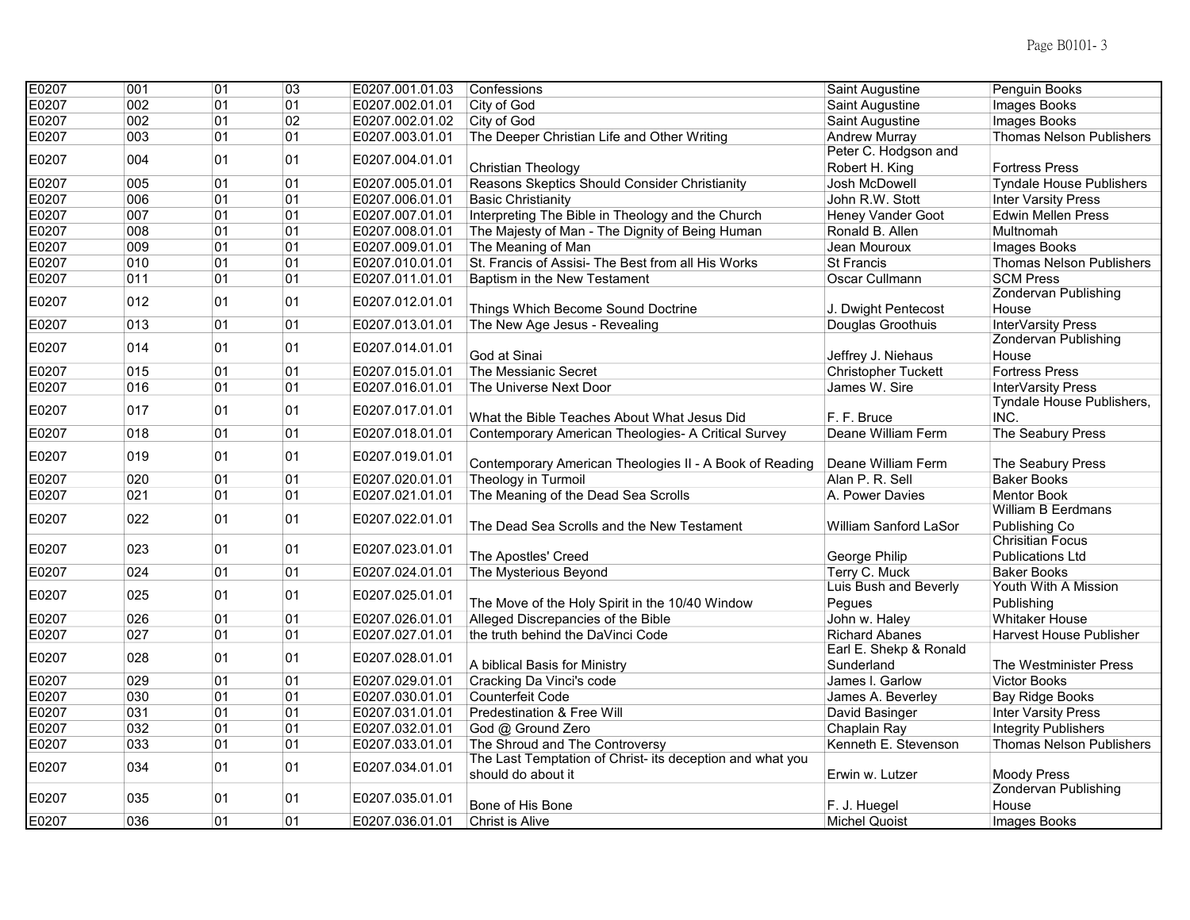| E0207 | 001 | 01 | 03 | E0207.001.01.03 | Confessions | Saint Augustine | Penguin Books |
|---|---|---|---|---|---|---|---|
| E0207 | 002 | 01 | 01 | E0207.002.01.01 | City of God | Saint Augustine | Images Books |
| E0207 | 002 | 01 | 02 | E0207.002.01.02 | City of God | Saint Augustine | Images Books |
| E0207 | 003 | 01 | 01 | E0207.003.01.01 | The Deeper Christian Life and Other Writing | Andrew Murray | Thomas Nelson Publishers |
| E0207 | 004 | 01 | 01 | E0207.004.01.01 | Christian Theology | Peter C. Hodgson and Robert H. King | Fortress Press |
| E0207 | 005 | 01 | 01 | E0207.005.01.01 | Reasons Skeptics Should Consider Christianity | Josh McDowell | Tyndale House Publishers |
| E0207 | 006 | 01 | 01 | E0207.006.01.01 | Basic Christianity | John R.W. Stott | Inter Varsity Press |
| E0207 | 007 | 01 | 01 | E0207.007.01.01 | Interpreting The Bible in Theology and the Church | Heney Vander Goot | Edwin Mellen Press |
| E0207 | 008 | 01 | 01 | E0207.008.01.01 | The Majesty of Man - The Dignity of Being Human | Ronald B. Allen | Multnomah |
| E0207 | 009 | 01 | 01 | E0207.009.01.01 | The Meaning of Man | Jean Mouroux | Images Books |
| E0207 | 010 | 01 | 01 | E0207.010.01.01 | St. Francis of Assisi- The Best from all His Works | St Francis | Thomas Nelson Publishers |
| E0207 | 011 | 01 | 01 | E0207.011.01.01 | Baptism in the New Testament | Oscar Cullmann | SCM Press |
| E0207 | 012 | 01 | 01 | E0207.012.01.01 | Things Which Become Sound Doctrine | J. Dwight Pentecost | Zondervan Publishing House |
| E0207 | 013 | 01 | 01 | E0207.013.01.01 | The New Age Jesus - Revealing | Douglas Groothuis | InterVarsity Press |
| E0207 | 014 | 01 | 01 | E0207.014.01.01 | God at Sinai | Jeffrey J. Niehaus | Zondervan Publishing House |
| E0207 | 015 | 01 | 01 | E0207.015.01.01 | The Messianic Secret | Christopher Tuckett | Fortress Press |
| E0207 | 016 | 01 | 01 | E0207.016.01.01 | The Universe Next Door | James W. Sire | InterVarsity Press |
| E0207 | 017 | 01 | 01 | E0207.017.01.01 | What the Bible Teaches About What Jesus Did | F. F. Bruce | Tyndale House Publishers, INC. |
| E0207 | 018 | 01 | 01 | E0207.018.01.01 | Contemporary American Theologies- A Critical Survey | Deane William Ferm | The Seabury Press |
| E0207 | 019 | 01 | 01 | E0207.019.01.01 | Contemporary American Theologies II - A Book of Reading | Deane William Ferm | The Seabury Press |
| E0207 | 020 | 01 | 01 | E0207.020.01.01 | Theology in Turmoil | Alan P. R. Sell | Baker Books |
| E0207 | 021 | 01 | 01 | E0207.021.01.01 | The Meaning of the Dead Sea Scrolls | A. Power Davies | Mentor Book |
| E0207 | 022 | 01 | 01 | E0207.022.01.01 | The Dead Sea Scrolls and the New Testament | William Sanford LaSor | William B Eerdmans Publishing Co |
| E0207 | 023 | 01 | 01 | E0207.023.01.01 | The Apostles' Creed | George Philip | Chrisitian Focus Publications Ltd |
| E0207 | 024 | 01 | 01 | E0207.024.01.01 | The Mysterious Beyond | Terry C. Muck | Baker Books |
| E0207 | 025 | 01 | 01 | E0207.025.01.01 | The Move of the Holy Spirit in the 10/40 Window | Luis Bush and Beverly Pegues | Youth With A Mission Publishing |
| E0207 | 026 | 01 | 01 | E0207.026.01.01 | Alleged Discrepancies of the Bible | John w. Haley | Whitaker House |
| E0207 | 027 | 01 | 01 | E0207.027.01.01 | the truth behind the DaVinci Code | Richard Abanes | Harvest House Publisher |
| E0207 | 028 | 01 | 01 | E0207.028.01.01 | A biblical Basis for Ministry | Earl E. Shekp & Ronald Sunderland | The Westminister Press |
| E0207 | 029 | 01 | 01 | E0207.029.01.01 | Cracking Da Vinci's code | James I. Garlow | Victor Books |
| E0207 | 030 | 01 | 01 | E0207.030.01.01 | Counterfeit Code | James A. Beverley | Bay Ridge Books |
| E0207 | 031 | 01 | 01 | E0207.031.01.01 | Predestination & Free Will | David Basinger | Inter Varsity Press |
| E0207 | 032 | 01 | 01 | E0207.032.01.01 | God @ Ground Zero | Chaplain Ray | Integrity Publishers |
| E0207 | 033 | 01 | 01 | E0207.033.01.01 | The Shroud and The Controversy | Kenneth E. Stevenson | Thomas Nelson Publishers |
| E0207 | 034 | 01 | 01 | E0207.034.01.01 | The Last Temptation of Christ- its deception and what you should do about it | Erwin w. Lutzer | Moody Press |
| E0207 | 035 | 01 | 01 | E0207.035.01.01 | Bone of His Bone | F. J. Huegel | Zondervan Publishing House |
| E0207 | 036 | 01 | 01 | E0207.036.01.01 | Christ is Alive | Michel Quoist | Images Books |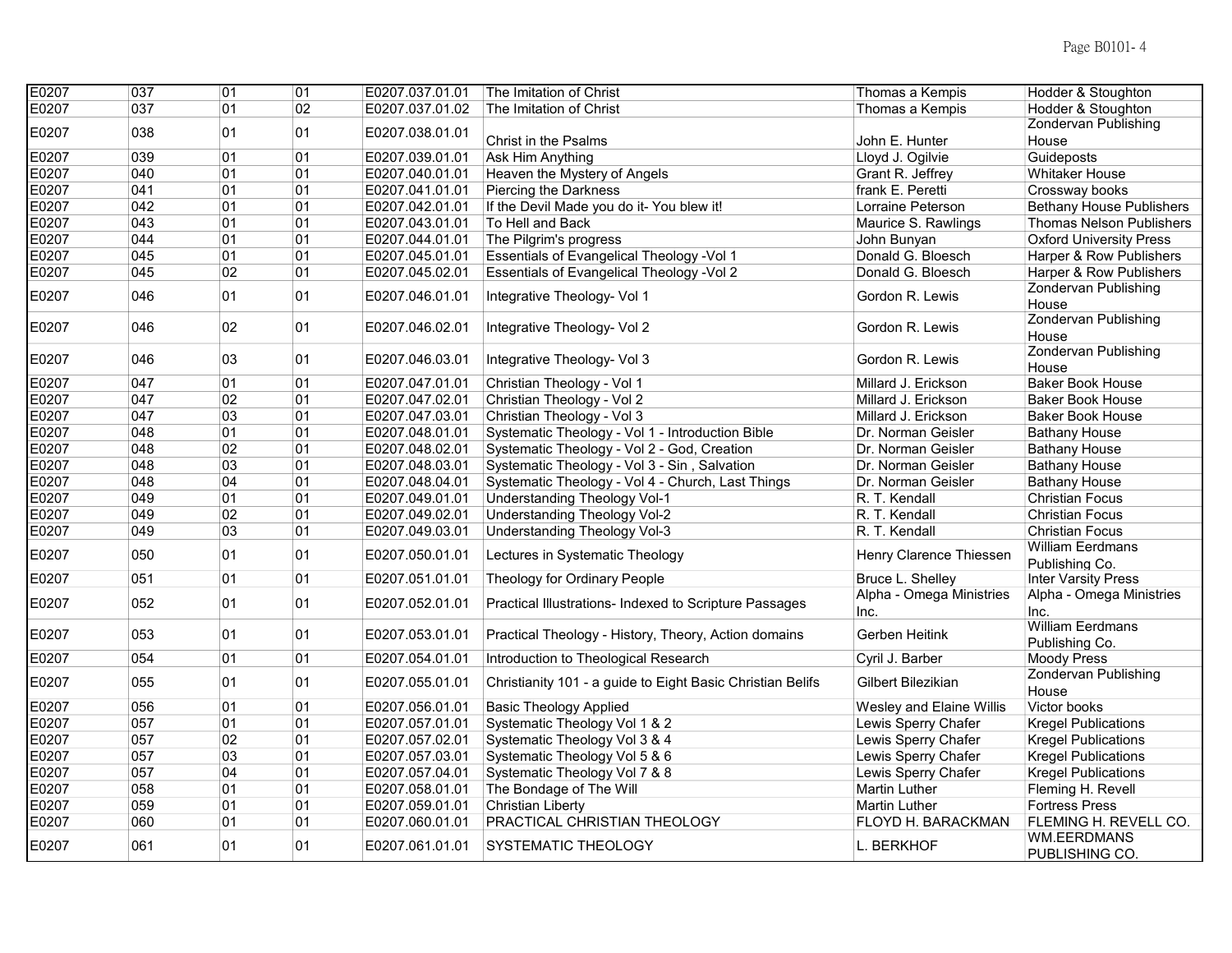| E0207 | 037 | 01 | 01 | E0207.037.01.01 | The Imitation of Christ | Thomas a Kempis | Hodder & Stoughton |
|---|---|---|---|---|---|---|---|
| E0207 | 037 | 01 | 02 | E0207.037.01.02 | The Imitation of Christ | Thomas a Kempis | Hodder & Stoughton |
| E0207 | 038 | 01 | 01 | E0207.038.01.01 | Christ in the Psalms | John E. Hunter | Zondervan Publishing House |
| E0207 | 039 | 01 | 01 | E0207.039.01.01 | Ask Him Anything | Lloyd J. Ogilvie | Guideposts |
| E0207 | 040 | 01 | 01 | E0207.040.01.01 | Heaven the Mystery of Angels | Grant R. Jeffrey | Whitaker House |
| E0207 | 041 | 01 | 01 | E0207.041.01.01 | Piercing the Darkness | frank E. Peretti | Crossway books |
| E0207 | 042 | 01 | 01 | E0207.042.01.01 | If the Devil Made you do it- You blew it! | Lorraine Peterson | Bethany House Publishers |
| E0207 | 043 | 01 | 01 | E0207.043.01.01 | To Hell and Back | Maurice S. Rawlings | Thomas Nelson Publishers |
| E0207 | 044 | 01 | 01 | E0207.044.01.01 | The Pilgrim's progress | John Bunyan | Oxford University Press |
| E0207 | 045 | 01 | 01 | E0207.045.01.01 | Essentials of Evangelical Theology -Vol 1 | Donald G. Bloesch | Harper & Row Publishers |
| E0207 | 045 | 02 | 01 | E0207.045.02.01 | Essentials of Evangelical Theology -Vol 2 | Donald G. Bloesch | Harper & Row Publishers |
| E0207 | 046 | 01 | 01 | E0207.046.01.01 | Integrative Theology- Vol 1 | Gordon R. Lewis | Zondervan Publishing House |
| E0207 | 046 | 02 | 01 | E0207.046.02.01 | Integrative Theology- Vol 2 | Gordon R. Lewis | Zondervan Publishing House |
| E0207 | 046 | 03 | 01 | E0207.046.03.01 | Integrative Theology- Vol 3 | Gordon R. Lewis | Zondervan Publishing House |
| E0207 | 047 | 01 | 01 | E0207.047.01.01 | Christian Theology - Vol 1 | Millard J. Erickson | Baker Book House |
| E0207 | 047 | 02 | 01 | E0207.047.02.01 | Christian Theology - Vol 2 | Millard J. Erickson | Baker Book House |
| E0207 | 047 | 03 | 01 | E0207.047.03.01 | Christian Theology - Vol 3 | Millard J. Erickson | Baker Book House |
| E0207 | 048 | 01 | 01 | E0207.048.01.01 | Systematic Theology - Vol 1 - Introduction Bible | Dr. Norman Geisler | Bathany House |
| E0207 | 048 | 02 | 01 | E0207.048.02.01 | Systematic Theology - Vol 2 - God, Creation | Dr. Norman Geisler | Bathany House |
| E0207 | 048 | 03 | 01 | E0207.048.03.01 | Systematic Theology - Vol 3 - Sin , Salvation | Dr. Norman Geisler | Bathany House |
| E0207 | 048 | 04 | 01 | E0207.048.04.01 | Systematic Theology - Vol 4 - Church, Last Things | Dr. Norman Geisler | Bathany House |
| E0207 | 049 | 01 | 01 | E0207.049.01.01 | Understanding Theology Vol-1 | R. T. Kendall | Christian Focus |
| E0207 | 049 | 02 | 01 | E0207.049.02.01 | Understanding Theology Vol-2 | R. T. Kendall | Christian Focus |
| E0207 | 049 | 03 | 01 | E0207.049.03.01 | Understanding Theology Vol-3 | R. T. Kendall | Christian Focus |
| E0207 | 050 | 01 | 01 | E0207.050.01.01 | Lectures in Systematic Theology | Henry Clarence Thiessen | William Eerdmans Publishing Co. |
| E0207 | 051 | 01 | 01 | E0207.051.01.01 | Theology for Ordinary People | Bruce L. Shelley | Inter Varsity Press |
| E0207 | 052 | 01 | 01 | E0207.052.01.01 | Practical Illustrations- Indexed to Scripture Passages | Alpha - Omega Ministries Inc. | Alpha - Omega Ministries Inc. |
| E0207 | 053 | 01 | 01 | E0207.053.01.01 | Practical Theology - History, Theory, Action domains | Gerben Heitink | William Eerdmans Publishing Co. |
| E0207 | 054 | 01 | 01 | E0207.054.01.01 | Introduction to Theological Research | Cyril J. Barber | Moody Press |
| E0207 | 055 | 01 | 01 | E0207.055.01.01 | Christianity 101 - a guide to Eight Basic Christian Belifs | Gilbert Bilezikian | Zondervan Publishing House |
| E0207 | 056 | 01 | 01 | E0207.056.01.01 | Basic Theology Applied | Wesley and Elaine Willis | Victor books |
| E0207 | 057 | 01 | 01 | E0207.057.01.01 | Systematic Theology Vol 1 & 2 | Lewis Sperry Chafer | Kregel Publications |
| E0207 | 057 | 02 | 01 | E0207.057.02.01 | Systematic Theology Vol 3 & 4 | Lewis Sperry Chafer | Kregel Publications |
| E0207 | 057 | 03 | 01 | E0207.057.03.01 | Systematic Theology Vol 5 & 6 | Lewis Sperry Chafer | Kregel Publications |
| E0207 | 057 | 04 | 01 | E0207.057.04.01 | Systematic Theology Vol 7 & 8 | Lewis Sperry Chafer | Kregel Publications |
| E0207 | 058 | 01 | 01 | E0207.058.01.01 | The Bondage of The Will | Martin Luther | Fleming H. Revell |
| E0207 | 059 | 01 | 01 | E0207.059.01.01 | Christian Liberty | Martin Luther | Fortress Press |
| E0207 | 060 | 01 | 01 | E0207.060.01.01 | PRACTICAL CHRISTIAN THEOLOGY | FLOYD H. BARACKMAN | FLEMING H. REVELL CO. |
| E0207 | 061 | 01 | 01 | E0207.061.01.01 | SYSTEMATIC THEOLOGY | L. BERKHOF | WM.EERDMANS PUBLISHING CO. |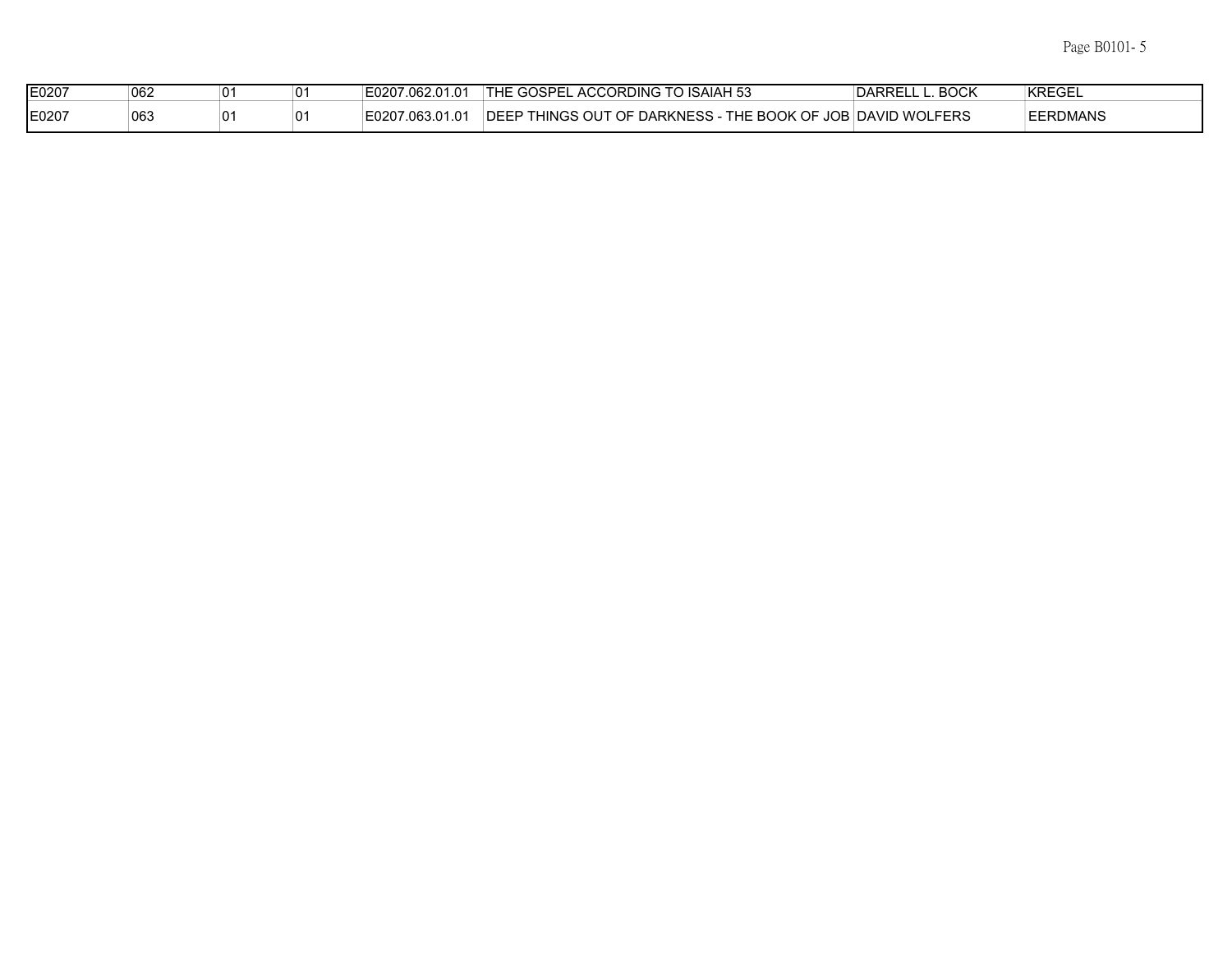| | | | | | | | |
|---|---|---|---|---|---|---|---|
| E0207 | 062 | 01 | 01 | E0207.062.01.01 | THE GOSPEL ACCORDING TO ISAIAH 53 | DARRELL L. BOCK | KREGEL |
| E0207 | 063 | 01 | 01 | E0207.063.01.01 | DEEP THINGS OUT OF DARKNESS - THE BOOK OF JOB | DAVID WOLFERS | EERDMANS |